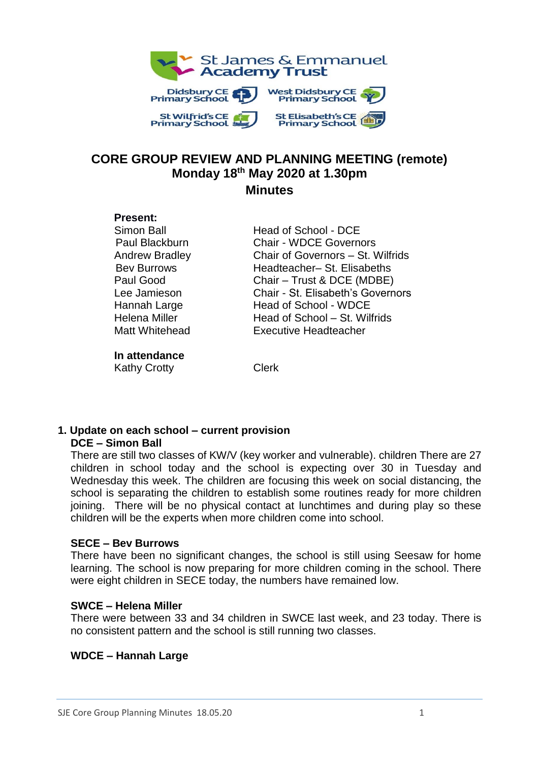St James & Emmanuel Academy Trust

Didsbury CE Primary School | West Didsbury CE Primary School | St Wilfrid's CE Primary School | St Elisabeth's CE Primary School

# CORE GROUP REVIEW AND PLANNING MEETING (remote)
## Monday 18th May 2020 at 1.30pm
## Minutes

**Present:**

| | |
|---|---|
| Simon Ball | Head of School - DCE |
| Paul Blackburn | Chair - WDCE Governors |
| Andrew Bradley | Chair of Governors – St. Wilfrids |
| Bev Burrows | Headteacher– St. Elisabeths |
| Paul Good | Chair – Trust & DCE (MDBE) |
| Lee Jamieson | Chair - St. Elisabeth's Governors |
| Hannah Large | Head of School - WDCE |
| Helena Miller | Head of School – St. Wilfrids |
| Matt Whitehead | Executive Headteacher |

**In attendance**

| | |
|---|---|
| Kathy Crotty | Clerk |

**1. Update on each school – current provision**

**DCE – Simon Ball**

There are still two classes of KW/V (key worker and vulnerable). children There are 27 children in school today and the school is expecting over 30 in Tuesday and Wednesday this week. The children are focusing this week on social distancing, the school is separating the children to establish some routines ready for more children joining. There will be no physical contact at lunchtimes and during play so these children will be the experts when more children come into school.

**SECE – Bev Burrows**

There have been no significant changes, the school is still using Seesaw for home learning. The school is now preparing for more children coming in the school. There were eight children in SECE today, the numbers have remained low.

**SWCE – Helena Miller**

There were between 33 and 34 children in SWCE last week, and 23 today. There is no consistent pattern and the school is still running two classes.

**WDCE – Hannah Large**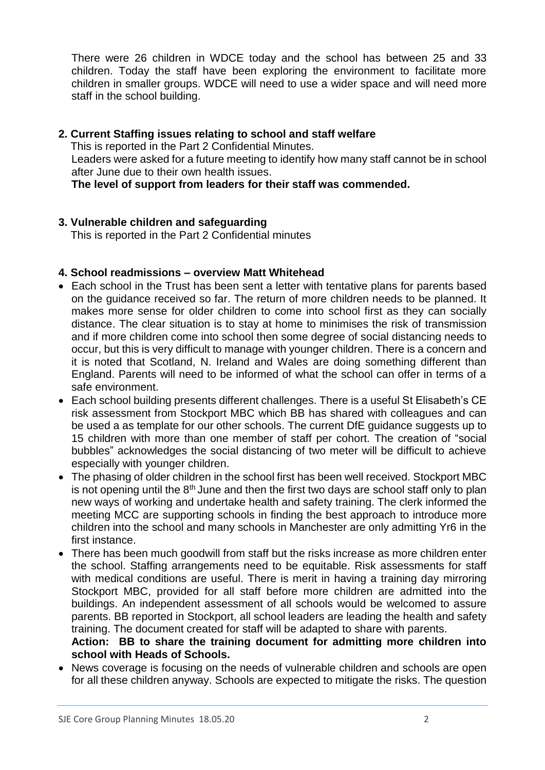There were 26 children in WDCE today and the school has between 25 and 33 children. Today the staff have been exploring the environment to facilitate more children in smaller groups. WDCE will need to use a wider space and will need more staff in the school building.

**2. Current Staffing issues relating to school and staff welfare**

This is reported in the Part 2 Confidential Minutes.

Leaders were asked for a future meeting to identify how many staff cannot be in school after June due to their own health issues.

**The level of support from leaders for their staff was commended.**

**3. Vulnerable children and safeguarding**

This is reported in the Part 2 Confidential minutes

**4. School readmissions – overview Matt Whitehead**

- Each school in the Trust has been sent a letter with tentative plans for parents based on the guidance received so far. The return of more children needs to be planned. It makes more sense for older children to come into school first as they can socially distance. The clear situation is to stay at home to minimises the risk of transmission and if more children come into school then some degree of social distancing needs to occur, but this is very difficult to manage with younger children. There is a concern and it is noted that Scotland, N. Ireland and Wales are doing something different than England. Parents will need to be informed of what the school can offer in terms of a safe environment.
- Each school building presents different challenges. There is a useful St Elisabeth's CE risk assessment from Stockport MBC which BB has shared with colleagues and can be used a as template for our other schools. The current DfE guidance suggests up to 15 children with more than one member of staff per cohort. The creation of "social bubbles" acknowledges the social distancing of two meter will be difficult to achieve especially with younger children.
- The phasing of older children in the school first has been well received. Stockport MBC is not opening until the 8th June and then the first two days are school staff only to plan new ways of working and undertake health and safety training. The clerk informed the meeting MCC are supporting schools in finding the best approach to introduce more children into the school and many schools in Manchester are only admitting Yr6 in the first instance.
- There has been much goodwill from staff but the risks increase as more children enter the school. Staffing arrangements need to be equitable. Risk assessments for staff with medical conditions are useful. There is merit in having a training day mirroring Stockport MBC, provided for all staff before more children are admitted into the buildings. An independent assessment of all schools would be welcomed to assure parents. BB reported in Stockport, all school leaders are leading the health and safety training. The document created for staff will be adapted to share with parents.

  **Action: BB to share the training document for admitting more children into school with Heads of Schools.**
- News coverage is focusing on the needs of vulnerable children and schools are open for all these children anyway. Schools are expected to mitigate the risks. The question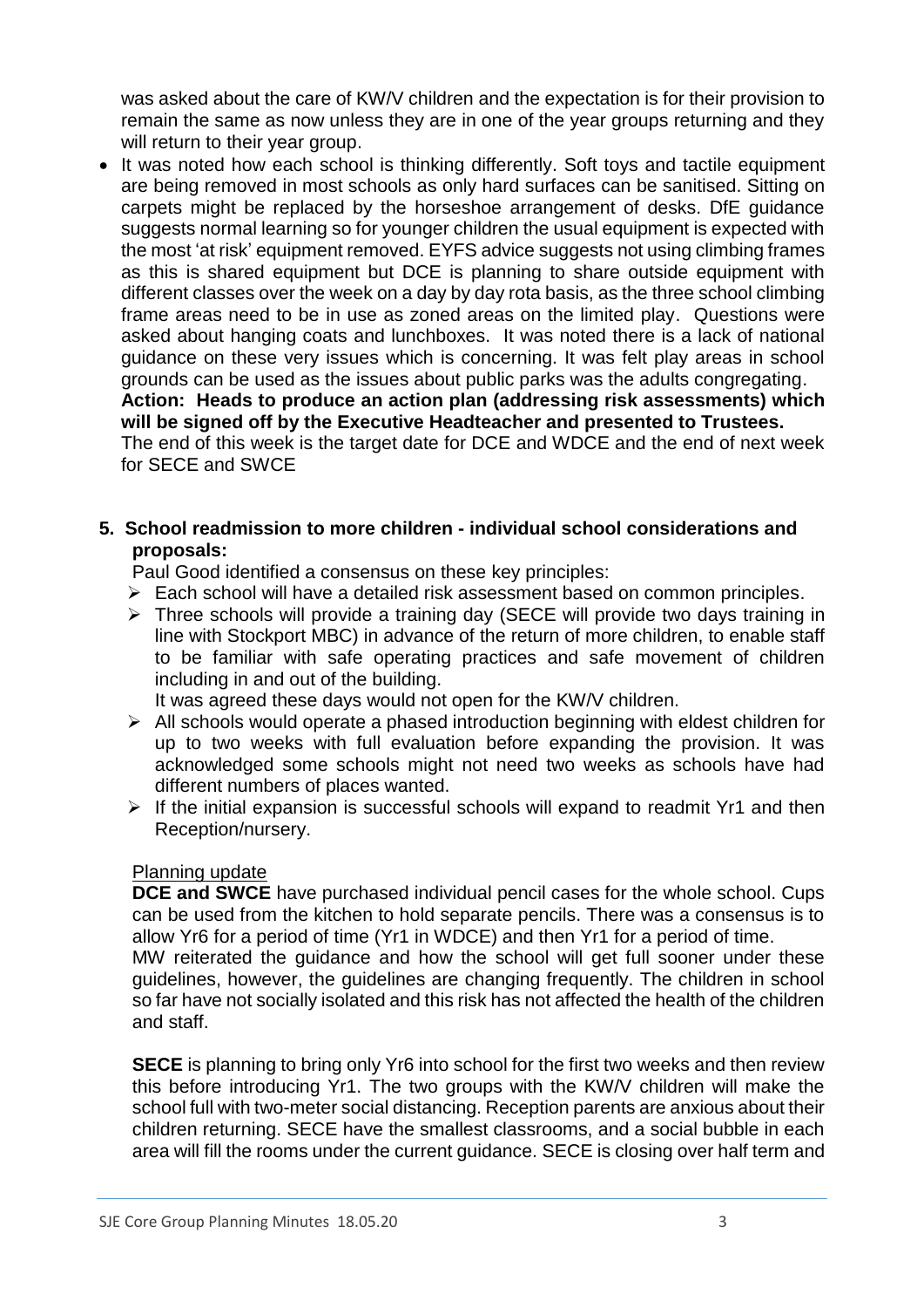was asked about the care of KW/V children and the expectation is for their provision to remain the same as now unless they are in one of the year groups returning and they will return to their year group.

- It was noted how each school is thinking differently. Soft toys and tactile equipment are being removed in most schools as only hard surfaces can be sanitised. Sitting on carpets might be replaced by the horseshoe arrangement of desks. DfE guidance suggests normal learning so for younger children the usual equipment is expected with the most 'at risk' equipment removed. EYFS advice suggests not using climbing frames as this is shared equipment but DCE is planning to share outside equipment with different classes over the week on a day by day rota basis, as the three school climbing frame areas need to be in use as zoned areas on the limited play. Questions were asked about hanging coats and lunchboxes. It was noted there is a lack of national guidance on these very issues which is concerning. It was felt play areas in school grounds can be used as the issues about public parks was the adults congregating.

  **Action: Heads to produce an action plan (addressing risk assessments) which will be signed off by the Executive Headteacher and presented to Trustees.**

  The end of this week is the target date for DCE and WDCE and the end of next week for SECE and SWCE

**5. School readmission to more children - individual school considerations and proposals:**

Paul Good identified a consensus on these key principles:

- Each school will have a detailed risk assessment based on common principles.
- Three schools will provide a training day (SECE will provide two days training in line with Stockport MBC) in advance of the return of more children, to enable staff to be familiar with safe operating practices and safe movement of children including in and out of the building.
  It was agreed these days would not open for the KW/V children.
- All schools would operate a phased introduction beginning with eldest children for up to two weeks with full evaluation before expanding the provision. It was acknowledged some schools might not need two weeks as schools have had different numbers of places wanted.
- If the initial expansion is successful schools will expand to readmit Yr1 and then Reception/nursery.

Planning update

**DCE and SWCE** have purchased individual pencil cases for the whole school. Cups can be used from the kitchen to hold separate pencils. There was a consensus is to allow Yr6 for a period of time (Yr1 in WDCE) and then Yr1 for a period of time.

MW reiterated the guidance and how the school will get full sooner under these guidelines, however, the guidelines are changing frequently. The children in school so far have not socially isolated and this risk has not affected the health of the children and staff.

**SECE** is planning to bring only Yr6 into school for the first two weeks and then review this before introducing Yr1. The two groups with the KW/V children will make the school full with two-meter social distancing. Reception parents are anxious about their children returning. SECE have the smallest classrooms, and a social bubble in each area will fill the rooms under the current guidance. SECE is closing over half term and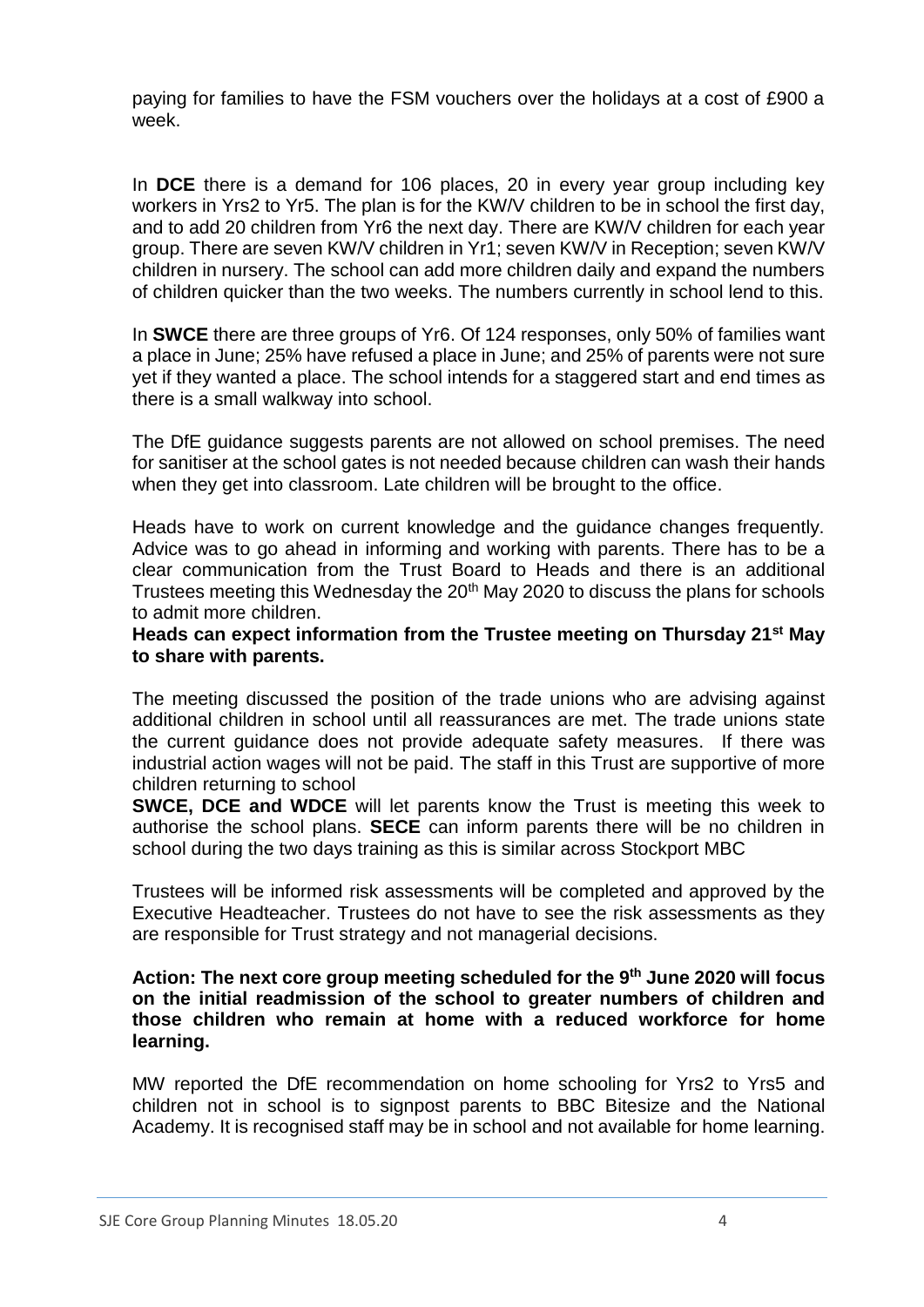paying for families to have the FSM vouchers over the holidays at a cost of £900 a week.

In **DCE** there is a demand for 106 places, 20 in every year group including key workers in Yrs2 to Yr5. The plan is for the KW/V children to be in school the first day, and to add 20 children from Yr6 the next day. There are KW/V children for each year group. There are seven KW/V children in Yr1; seven KW/V in Reception; seven KW/V children in nursery. The school can add more children daily and expand the numbers of children quicker than the two weeks. The numbers currently in school lend to this.

In **SWCE** there are three groups of Yr6. Of 124 responses, only 50% of families want a place in June; 25% have refused a place in June; and 25% of parents were not sure yet if they wanted a place. The school intends for a staggered start and end times as there is a small walkway into school.

The DfE guidance suggests parents are not allowed on school premises. The need for sanitiser at the school gates is not needed because children can wash their hands when they get into classroom. Late children will be brought to the office.

Heads have to work on current knowledge and the guidance changes frequently. Advice was to go ahead in informing and working with parents. There has to be a clear communication from the Trust Board to Heads and there is an additional Trustees meeting this Wednesday the 20th May 2020 to discuss the plans for schools to admit more children.

**Heads can expect information from the Trustee meeting on Thursday 21st May to share with parents.**

The meeting discussed the position of the trade unions who are advising against additional children in school until all reassurances are met. The trade unions state the current guidance does not provide adequate safety measures. If there was industrial action wages will not be paid. The staff in this Trust are supportive of more children returning to school

**SWCE, DCE and WDCE** will let parents know the Trust is meeting this week to authorise the school plans. **SECE** can inform parents there will be no children in school during the two days training as this is similar across Stockport MBC

Trustees will be informed risk assessments will be completed and approved by the Executive Headteacher. Trustees do not have to see the risk assessments as they are responsible for Trust strategy and not managerial decisions.

**Action: The next core group meeting scheduled for the 9th June 2020 will focus on the initial readmission of the school to greater numbers of children and those children who remain at home with a reduced workforce for home learning.**

MW reported the DfE recommendation on home schooling for Yrs2 to Yrs5 and children not in school is to signpost parents to BBC Bitesize and the National Academy. It is recognised staff may be in school and not available for home learning.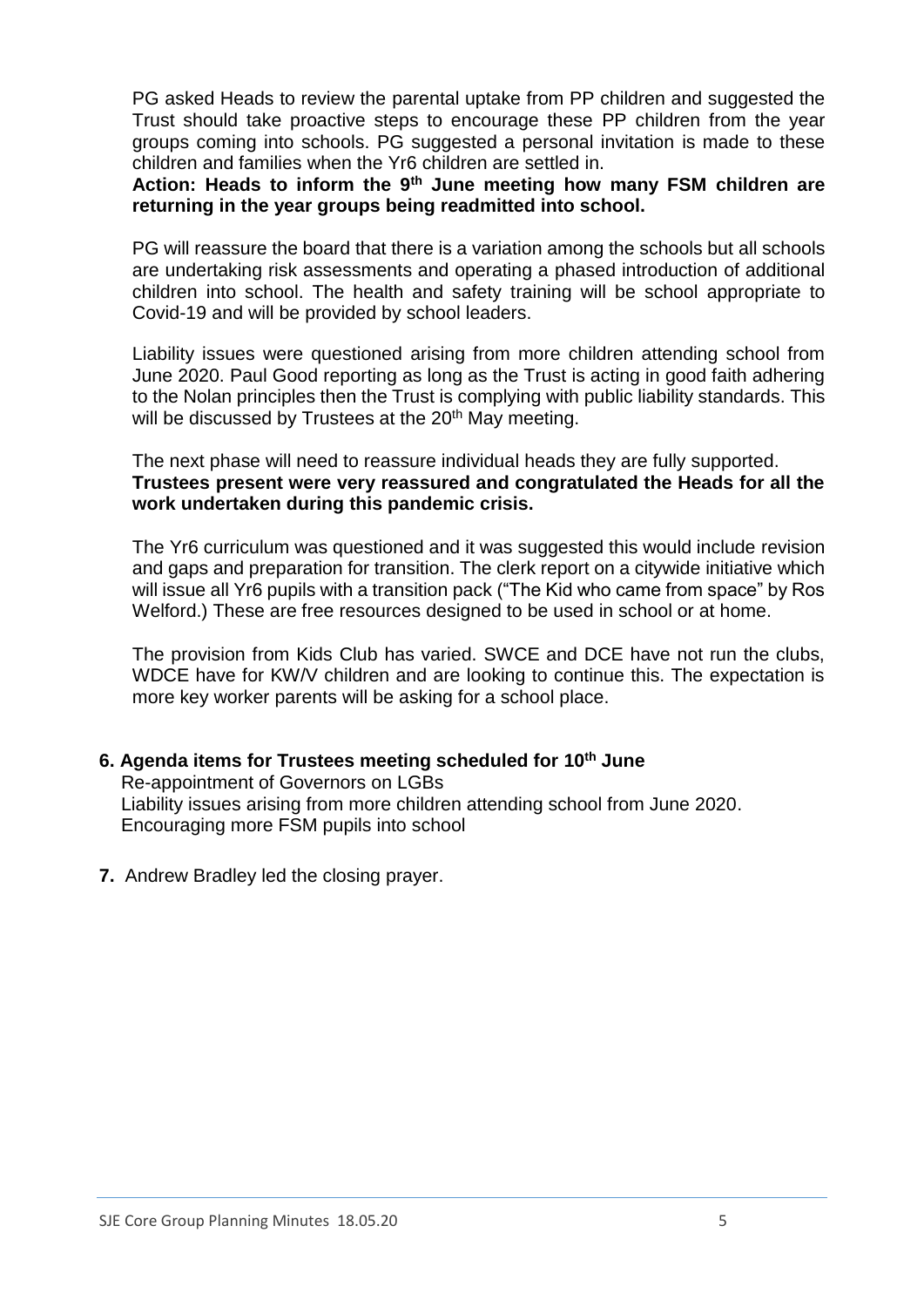PG asked Heads to review the parental uptake from PP children and suggested the Trust should take proactive steps to encourage these PP children from the year groups coming into schools. PG suggested a personal invitation is made to these children and families when the Yr6 children are settled in.

**Action: Heads to inform the 9th June meeting how many FSM children are returning in the year groups being readmitted into school.**

PG will reassure the board that there is a variation among the schools but all schools are undertaking risk assessments and operating a phased introduction of additional children into school. The health and safety training will be school appropriate to Covid-19 and will be provided by school leaders.

Liability issues were questioned arising from more children attending school from June 2020. Paul Good reporting as long as the Trust is acting in good faith adhering to the Nolan principles then the Trust is complying with public liability standards. This will be discussed by Trustees at the 20th May meeting.

The next phase will need to reassure individual heads they are fully supported.
**Trustees present were very reassured and congratulated the Heads for all the work undertaken during this pandemic crisis.**

The Yr6 curriculum was questioned and it was suggested this would include revision and gaps and preparation for transition. The clerk report on a citywide initiative which will issue all Yr6 pupils with a transition pack ("The Kid who came from space" by Ros Welford.) These are free resources designed to be used in school or at home.

The provision from Kids Club has varied. SWCE and DCE have not run the clubs, WDCE have for KW/V children and are looking to continue this. The expectation is more key worker parents will be asking for a school place.

**6. Agenda items for Trustees meeting scheduled for 10th June**

Re-appointment of Governors on LGBs
Liability issues arising from more children attending school from June 2020.
Encouraging more FSM pupils into school

**7.** Andrew Bradley led the closing prayer.